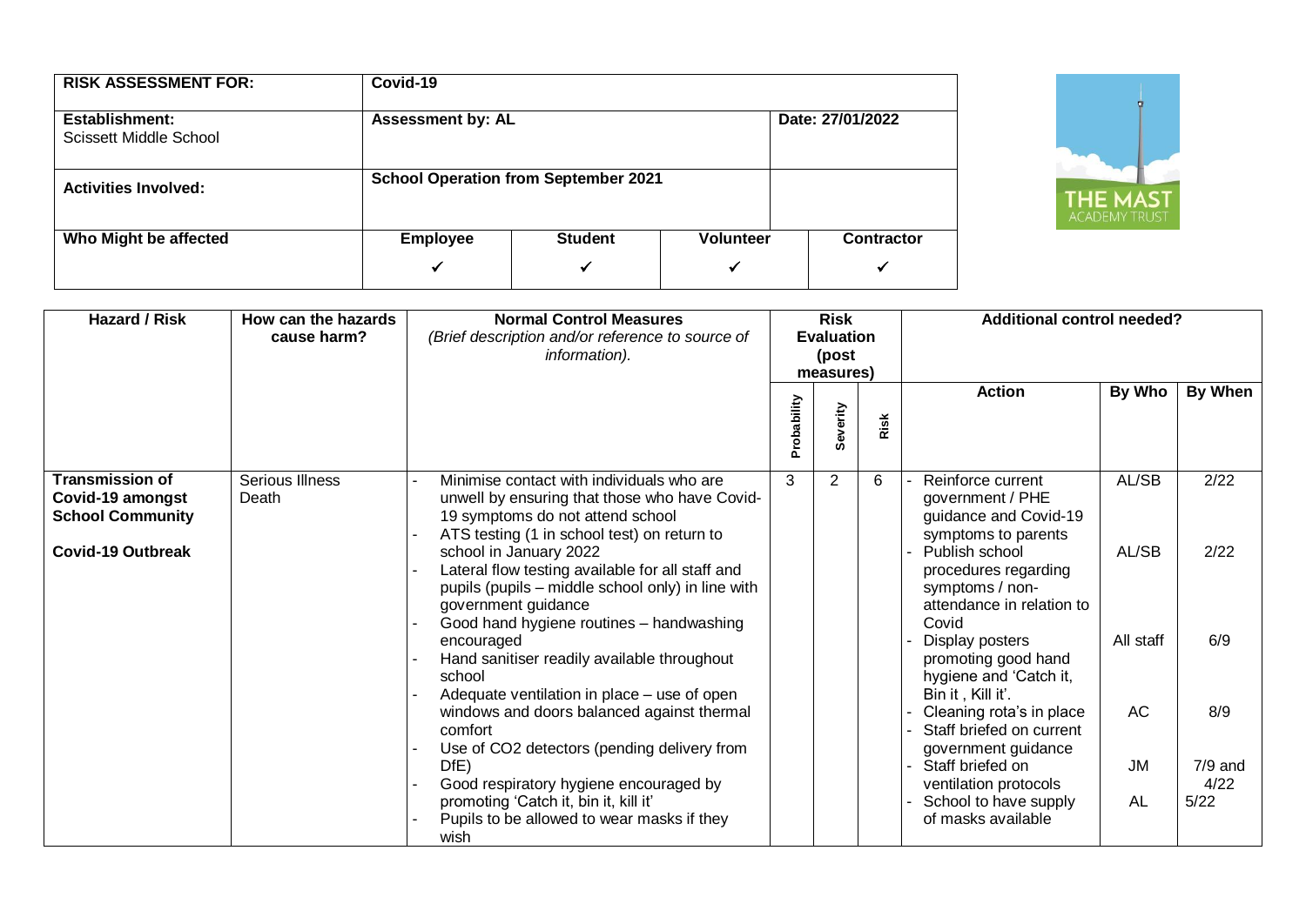| RISK ASSESSMENT FOR: | Covid-19 | | | |
|---|---|---|---|---|
| **Establishment:** Scissett Middle School | **Assessment by: AL** | | | **Date: 27/01/2022** |
| **Activities Involved:** | **School Operation from September 2021** | | | |
| **Who Might be affected** | **Employee** ✓ | **Student** ✓ | **Volunteer** ✓ | **Contractor** ✓ |

THE MAST ACADEMY TRUST

| Hazard / Risk | How can the hazards cause harm? | Normal Control Measures *(Brief description and/or reference to source of information).* | Risk Evaluation (post measures) | | | Additional control needed? | | |
|---|---|---|---|---|---|---|---|---|
| | | | Probability | Severity | Risk | Action | By Who | By When |
| **Transmission of Covid-19 amongst School Community**<br><br>**Covid-19 Outbreak** | Serious Illness Death | - Minimise contact with individuals who are unwell by ensuring that those who have Covid-19 symptoms do not attend school<br>- ATS testing (1 in school test) on return to school in January 2022<br>- Lateral flow testing available for all staff and pupils (pupils – middle school only) in line with government guidance<br>- Good hand hygiene routines – handwashing encouraged<br>- Hand sanitiser readily available throughout school<br>- Adequate ventilation in place – use of open windows and doors balanced against thermal comfort<br>- Use of $CO_2$ detectors (pending delivery from DfE)<br>- Good respiratory hygiene encouraged by promoting 'Catch it, bin it, kill it'<br>- Pupils to be allowed to wear masks if they wish | 3 | 2 | 6 | - Reinforce current government / PHE guidance and Covid-19 symptoms to parents<br>- Publish school procedures regarding symptoms / non-attendance in relation to Covid<br>- Display posters promoting good hand hygiene and 'Catch it, Bin it , Kill it'.<br>- Cleaning rota's in place<br>- Staff briefed on current government guidance<br>- Staff briefed on ventilation protocols<br>- School to have supply of masks available | AL/SB<br><br>AL/SB<br><br>All staff<br><br>AC<br><br>JM<br><br>AL | 2/22<br><br>2/22<br><br>6/9<br><br>8/9<br><br>7/9 and 4/22<br><br>5/22 |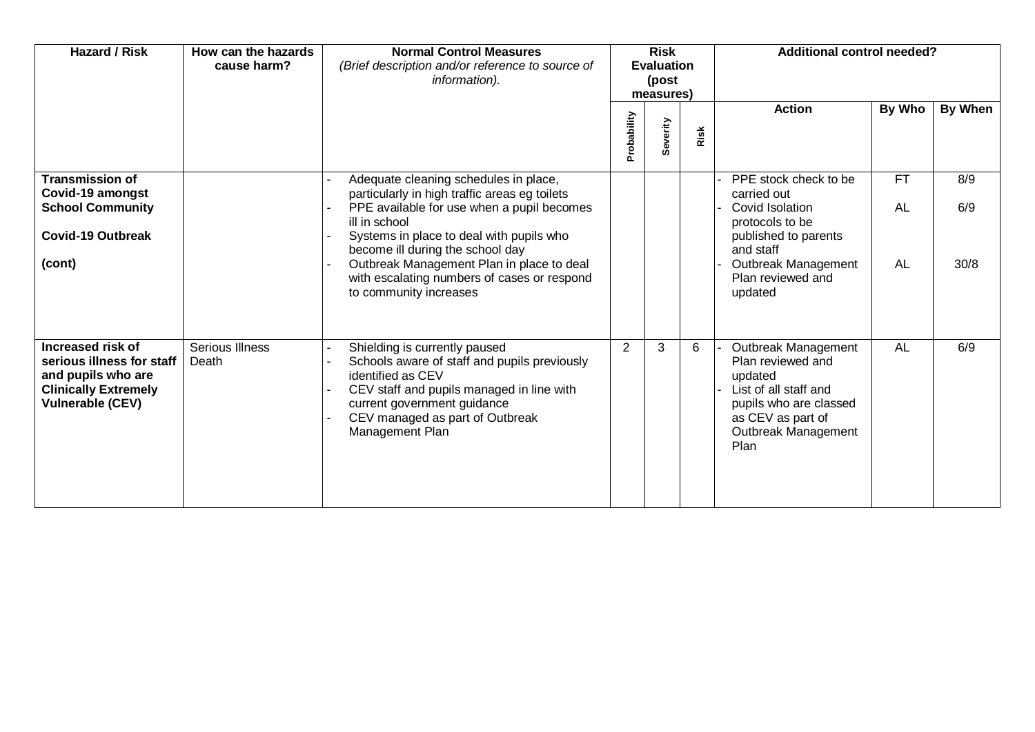| Hazard / Risk | How can the hazards cause harm? | Normal Control Measures *(Brief description and/or reference to source of information).* | Risk Evaluation (post measures) | | | Additional control needed? | | |
|---|---|---|---|---|---|---|---|---|
| | | | Probability | Severity | Risk | Action | By Who | By When |
| **Transmission of Covid-19 amongst School Community**<br><br>**Covid-19 Outbreak**<br><br>**(cont)** | | - Adequate cleaning schedules in place, particularly in high traffic areas eg toilets<br>- PPE available for use when a pupil becomes ill in school<br>- Systems in place to deal with pupils who become ill during the school day<br>- Outbreak Management Plan in place to deal with escalating numbers of cases or respond to community increases | | | | - PPE stock check to be carried out<br>- Covid Isolation protocols to be published to parents and staff<br>- Outbreak Management Plan reviewed and updated | FT<br><br>AL<br><br>AL | 8/9<br><br>6/9<br><br>30/8 |
| **Increased risk of serious illness for staff and pupils who are Clinically Extremely Vulnerable (CEV)** | Serious Illness<br>Death | - Shielding is currently paused<br>- Schools aware of staff and pupils previously identified as CEV<br>- CEV staff and pupils managed in line with current government guidance<br>- CEV managed as part of Outbreak Management Plan | 2 | 3 | 6 | - Outbreak Management Plan reviewed and updated<br>- List of all staff and pupils who are classed as CEV as part of Outbreak Management Plan | AL | 6/9 |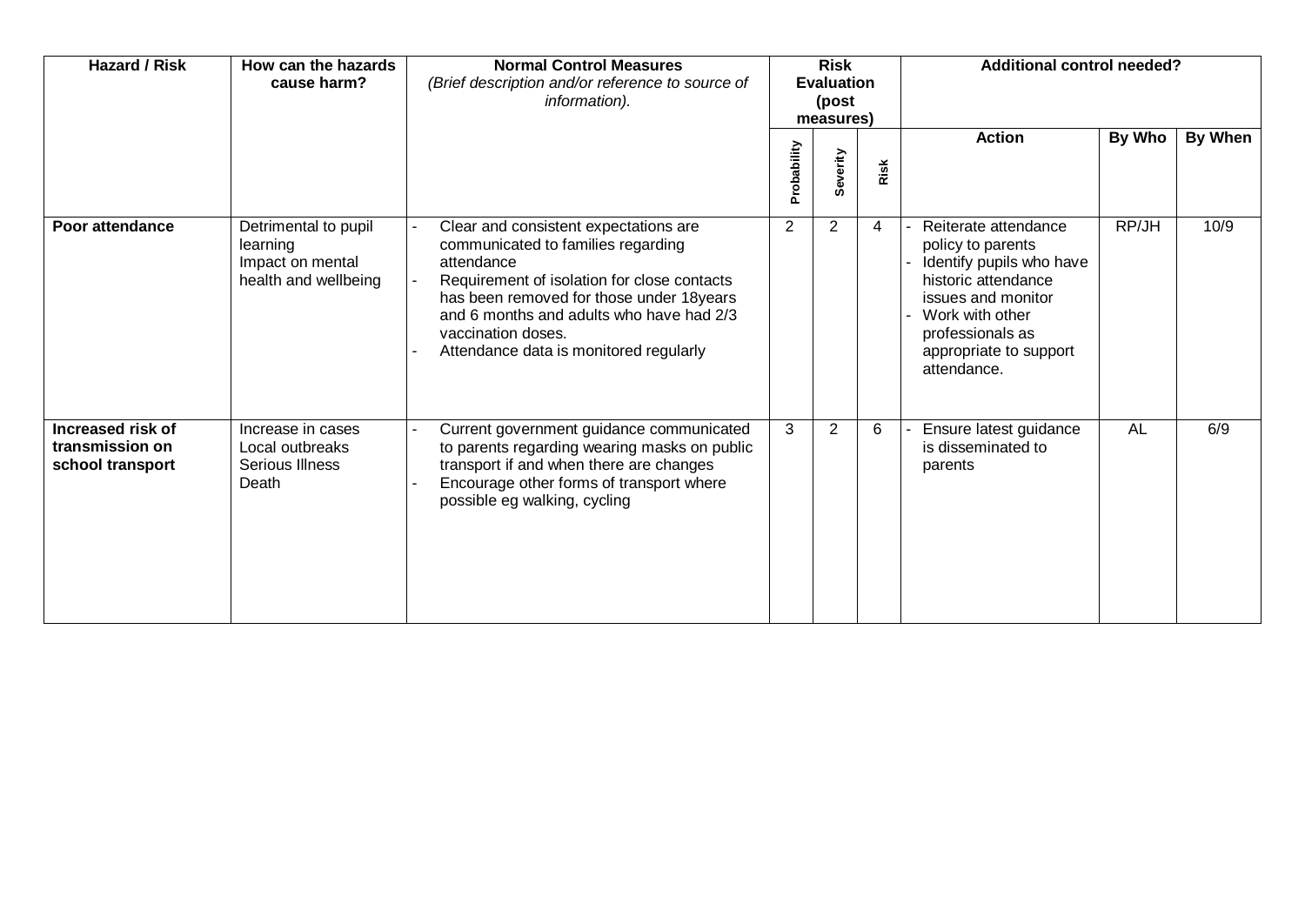| Hazard / Risk | How can the hazards cause harm? | Normal Control Measures *(Brief description and/or reference to source of information).* | Risk Evaluation (post measures) | | | Additional control needed? | | |
|---|---|---|---|---|---|---|---|---|
| | | | Probability | Severity | Risk | Action | By Who | By When |
| **Poor attendance** | Detrimental to pupil learning<br>Impact on mental health and wellbeing | - Clear and consistent expectations are communicated to families regarding attendance<br>- Requirement of isolation for close contacts has been removed for those under 18years and 6 months and adults who have had 2/3 vaccination doses.<br>- Attendance data is monitored regularly | 2 | 2 | 4 | - Reiterate attendance policy to parents<br>- Identify pupils who have historic attendance issues and monitor<br>- Work with other professionals as appropriate to support attendance. | RP/JH | 10/9 |
| **Increased risk of transmission on school transport** | Increase in cases<br>Local outbreaks<br>Serious Illness<br>Death | - Current government guidance communicated to parents regarding wearing masks on public transport if and when there are changes<br>- Encourage other forms of transport where possible eg walking, cycling | 3 | 2 | 6 | - Ensure latest guidance is disseminated to parents | AL | 6/9 |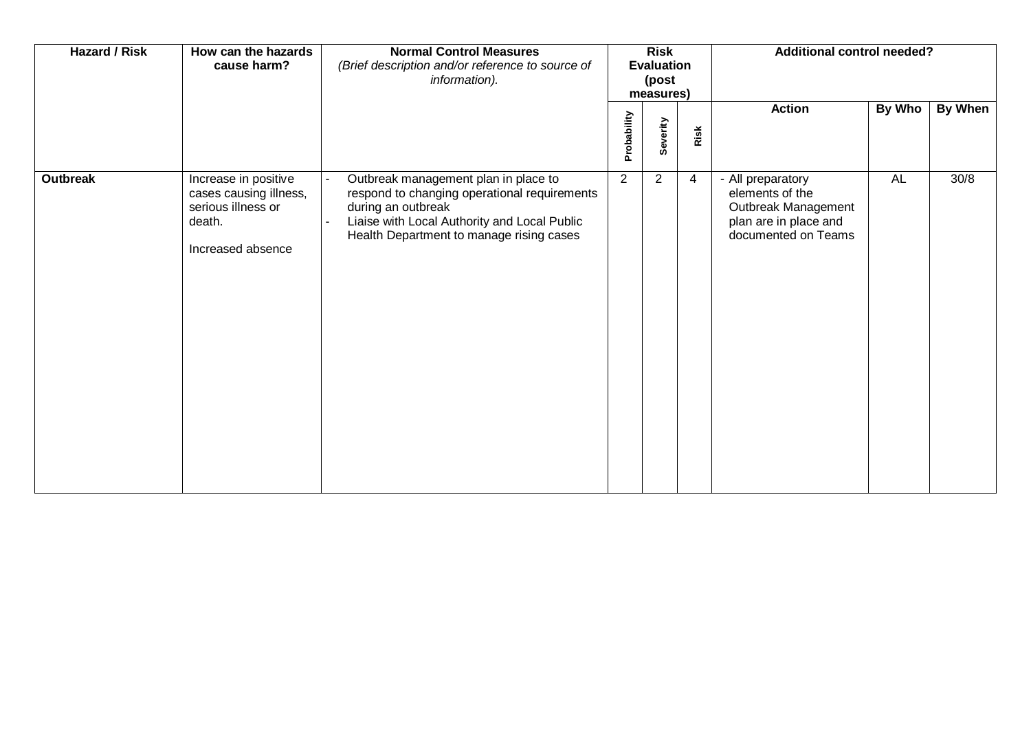| Hazard / Risk | How can the hazards cause harm? | Normal Control Measures *(Brief description and/or reference to source of information).* | Risk Evaluation (post measures) | | | Additional control needed? | | |
|---|---|---|---|---|---|---|---|---|
| | | | Probability | Severity | Risk | Action | By Who | By When |
| **Outbreak** | Increase in positive cases causing illness, serious illness or death.<br><br>Increased absence | - Outbreak management plan in place to respond to changing operational requirements during an outbreak<br>- Liaise with Local Authority and Local Public Health Department to manage rising cases | 2 | 2 | 4 | - All preparatory elements of the Outbreak Management plan are in place and documented on Teams | AL | 30/8 |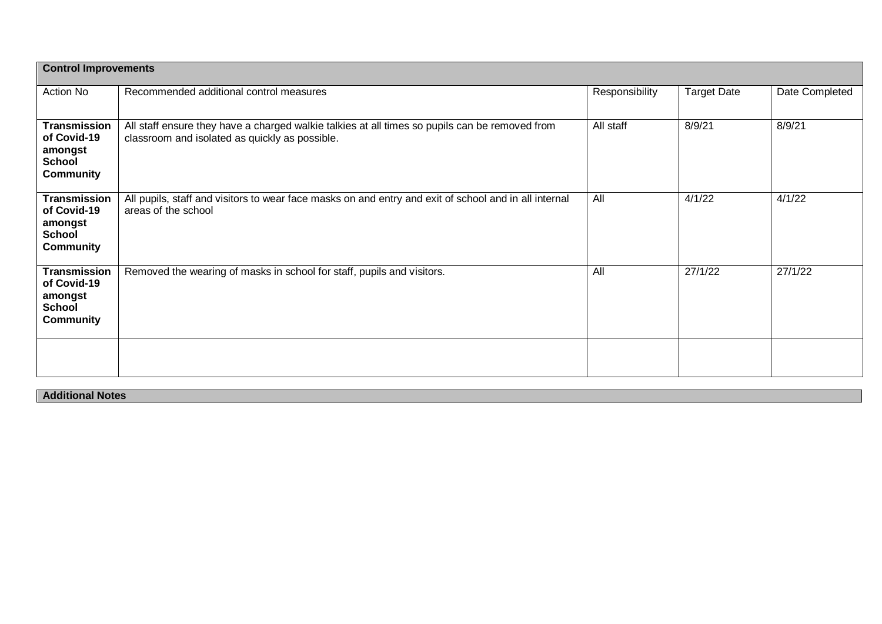| **Control Improvements** | | | | |
|---|---|---|---|---|
| Action No | Recommended additional control measures | Responsibility | Target Date | Date Completed |
| **Transmission of Covid-19 amongst School Community** | All staff ensure they have a charged walkie talkies at all times so pupils can be removed from classroom and isolated as quickly as possible. | All staff | 8/9/21 | 8/9/21 |
| **Transmission of Covid-19 amongst School Community** | All pupils, staff and visitors to wear face masks on and entry and exit of school and in all internal areas of the school | All | 4/1/22 | 4/1/22 |
| **Transmission of Covid-19 amongst School Community** | Removed the wearing of masks in school for staff, pupils and visitors. | All | 27/1/22 | 27/1/22 |
| | | | | |

**Additional Notes**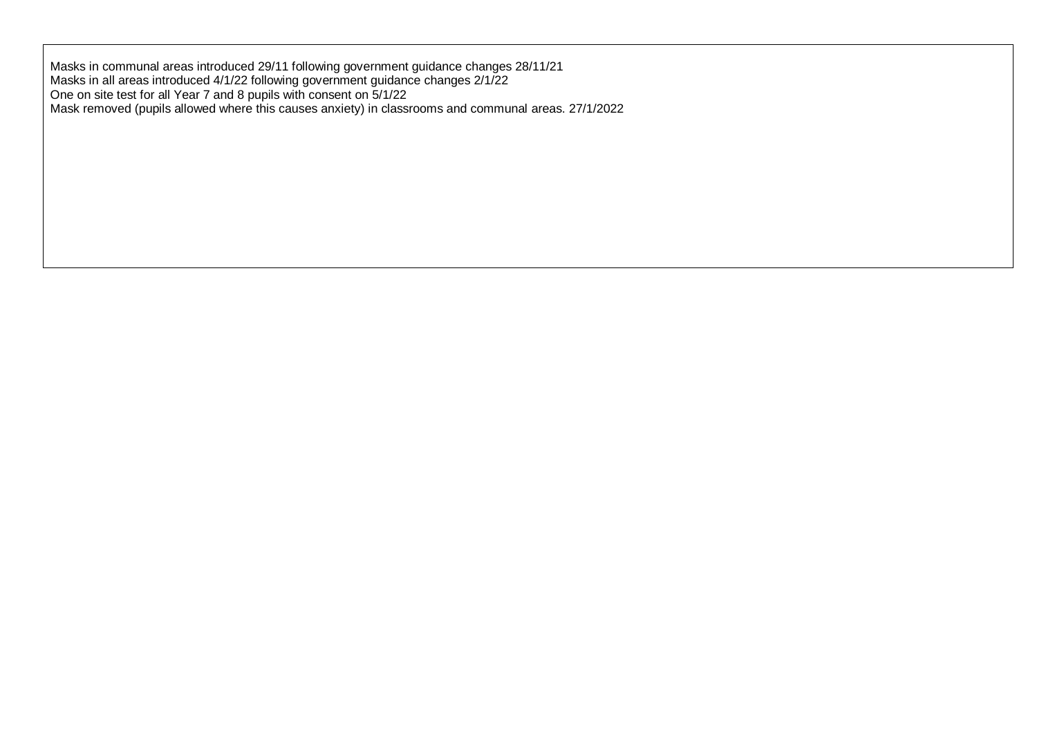Masks in communal areas introduced 29/11 following government guidance changes 28/11/21
Masks in all areas introduced 4/1/22 following government guidance changes 2/1/22
One on site test for all Year 7 and 8 pupils with consent on 5/1/22
Mask removed (pupils allowed where this causes anxiety) in classrooms and communal areas. 27/1/2022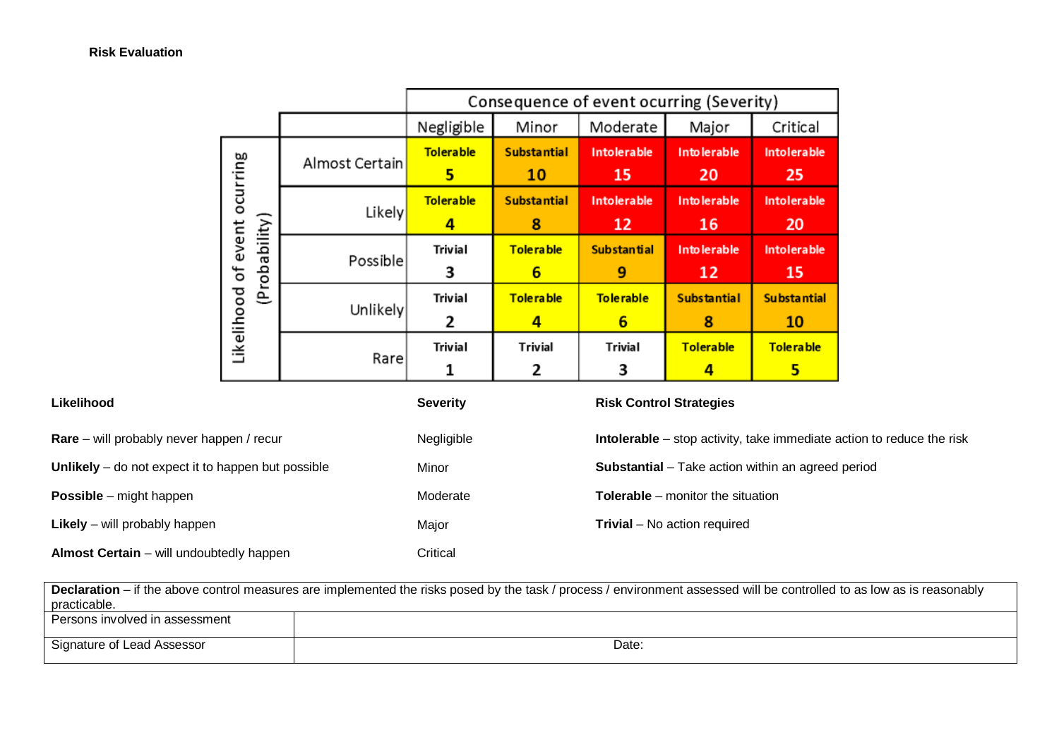**Risk Evaluation**

| Likelihood of event ocurring (Probability) | | Consequence of event ocurring (Severity) | | | | |
|---|---|---|---|---|---|---|
| | | Negligible | Minor | Moderate | Major | Critical |
| | Almost Certain | Tolerable 5 | Substantial 10 | Intolerable 15 | Intolerable 20 | Intolerable 25 |
| | Likely | Tolerable 4 | Substantial 8 | Intolerable 12 | Intolerable 16 | Intolerable 20 |
| | Possible | Trivial 3 | Tolerable 6 | Substantial 9 | Intolerable 12 | Intolerable 15 |
| | Unlikely | Trivial 2 | Tolerable 4 | Tolerable 6 | Substantial 8 | Substantial 10 |
| | Rare | Trivial 1 | Trivial 2 | Trivial 3 | Tolerable 4 | Tolerable 5 |

| Likelihood | Severity | Risk Control Strategies |
|---|---|---|
| **Rare** – will probably never happen / recur | Negligible | **Intolerable** – stop activity, take immediate action to reduce the risk |
| **Unlikely** – do not expect it to happen but possible | Minor | **Substantial** – Take action within an agreed period |
| **Possible** – might happen | Moderate | **Tolerable** – monitor the situation |
| **Likely** – will probably happen | Major | **Trivial** – No action required |
| **Almost Certain** – will undoubtedly happen | Critical | |

| **Declaration** – if the above control measures are implemented the risks posed by the task / process / environment assessed will be controlled to as low as is reasonably practicable. | |
|---|---|
| Persons involved in assessment | |
| Signature of Lead Assessor | Date: |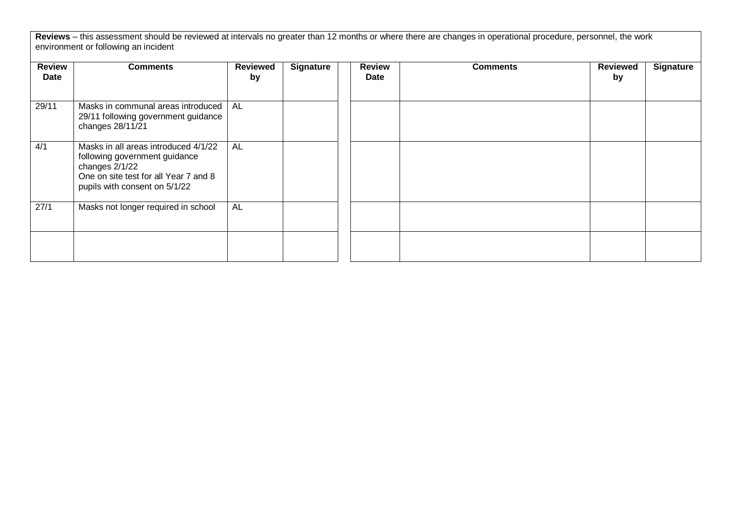**Reviews** – this assessment should be reviewed at intervals no greater than 12 months or where there are changes in operational procedure, personnel, the work environment or following an incident

| Review Date | Comments | Reviewed by | Signature | | Review Date | Comments | Reviewed by | Signature |
|---|---|---|---|---|---|---|---|---|
| 29/11 | Masks in communal areas introduced 29/11 following government guidance changes 28/11/21 | AL | | | | | | |
| 4/1 | Masks in all areas introduced 4/1/22 following government guidance changes 2/1/22<br>One on site test for all Year 7 and 8 pupils with consent on 5/1/22 | AL | | | | | | |
| 27/1 | Masks not longer required in school | AL | | | | | | |
| | | | | | | | | |